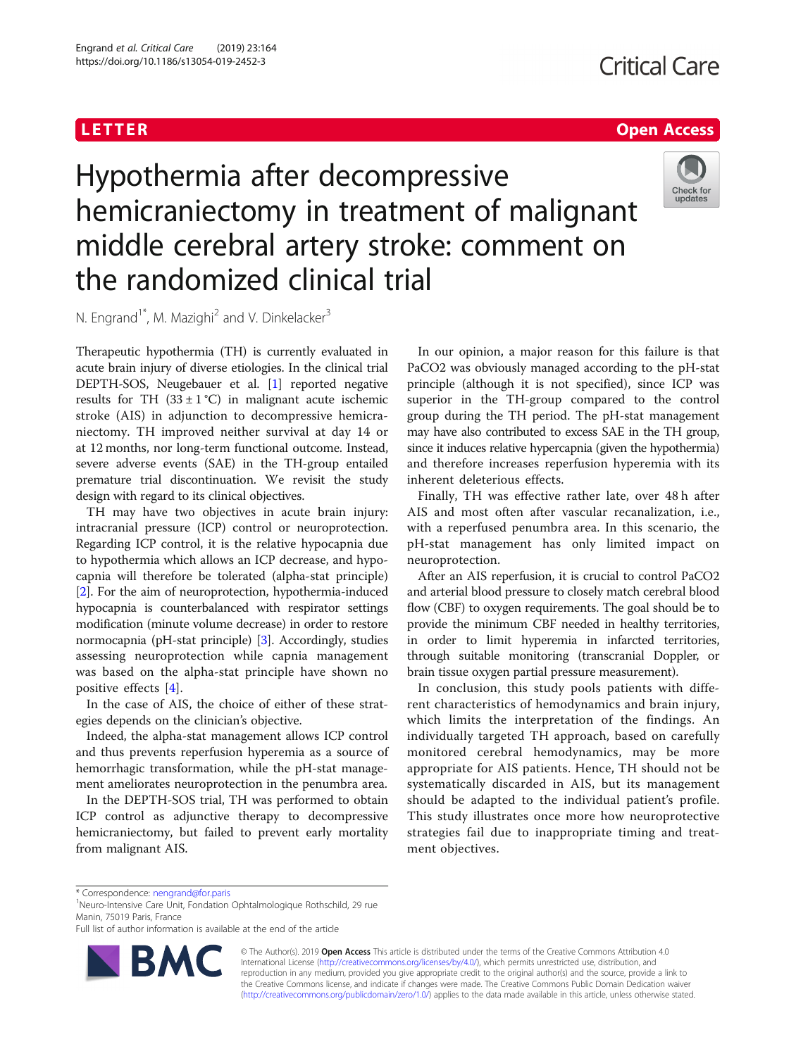LETTER

Open Access

# Hypothermia after decompressive hemicraniectomy in treatment of malignant middle cerebral artery stroke: comment on the randomized clinical trial

N. Engrand[1*], M. Mazighi[2] and V. Dinkelacker[3]

Therapeutic hypothermia (TH) is currently evaluated in acute brain injury of diverse etiologies. In the clinical trial DEPTH-SOS, Neugebauer et al. [1] reported negative results for TH (33 ± 1 °C) in malignant acute ischemic stroke (AIS) in adjunction to decompressive hemicraniectomy. TH improved neither survival at day 14 or at 12 months, nor long-term functional outcome. Instead, severe adverse events (SAE) in the TH-group entailed premature trial discontinuation. We revisit the study design with regard to its clinical objectives.

TH may have two objectives in acute brain injury: intracranial pressure (ICP) control or neuroprotection. Regarding ICP control, it is the relative hypocapnia due to hypothermia which allows an ICP decrease, and hypocapnia will therefore be tolerated (alpha-stat principle) [2]. For the aim of neuroprotection, hypothermia-induced hypocapnia is counterbalanced with respirator settings modification (minute volume decrease) in order to restore normocapnia (pH-stat principle) [3]. Accordingly, studies assessing neuroprotection while capnia management was based on the alpha-stat principle have shown no positive effects [4].

In the case of AIS, the choice of either of these strategies depends on the clinician's objective.

Indeed, the alpha-stat management allows ICP control and thus prevents reperfusion hyperemia as a source of hemorrhagic transformation, while the pH-stat management ameliorates neuroprotection in the penumbra area.

In the DEPTH-SOS trial, TH was performed to obtain ICP control as adjunctive therapy to decompressive hemicraniectomy, but failed to prevent early mortality from malignant AIS.

In our opinion, a major reason for this failure is that PaCO2 was obviously managed according to the pH-stat principle (although it is not specified), since ICP was superior in the TH-group compared to the control group during the TH period. The pH-stat management may have also contributed to excess SAE in the TH group, since it induces relative hypercapnia (given the hypothermia) and therefore increases reperfusion hyperemia with its inherent deleterious effects.

Finally, TH was effective rather late, over 48 h after AIS and most often after vascular recanalization, i.e., with a reperfused penumbra area. In this scenario, the pH-stat management has only limited impact on neuroprotection.

After an AIS reperfusion, it is crucial to control PaCO2 and arterial blood pressure to closely match cerebral blood flow (CBF) to oxygen requirements. The goal should be to provide the minimum CBF needed in healthy territories, in order to limit hyperemia in infarcted territories, through suitable monitoring (transcranial Doppler, or brain tissue oxygen partial pressure measurement).

In conclusion, this study pools patients with different characteristics of hemodynamics and brain injury, which limits the interpretation of the findings. An individually targeted TH approach, based on carefully monitored cerebral hemodynamics, may be more appropriate for AIS patients. Hence, TH should not be systematically discarded in AIS, but its management should be adapted to the individual patient's profile. This study illustrates once more how neuroprotective strategies fail due to inappropriate timing and treatment objectives.

\* Correspondence: nengrand@for.paris
[1]Neuro-Intensive Care Unit, Fondation Ophtalmologique Rothschild, 29 rue Manin, 75019 Paris, France
Full list of author information is available at the end of the article

© The Author(s). 2019 **Open Access** This article is distributed under the terms of the Creative Commons Attribution 4.0 International License (http://creativecommons.org/licenses/by/4.0/), which permits unrestricted use, distribution, and reproduction in any medium, provided you give appropriate credit to the original author(s) and the source, provide a link to the Creative Commons license, and indicate if changes were made. The Creative Commons Public Domain Dedication waiver (http://creativecommons.org/publicdomain/zero/1.0/) applies to the data made available in this article, unless otherwise stated.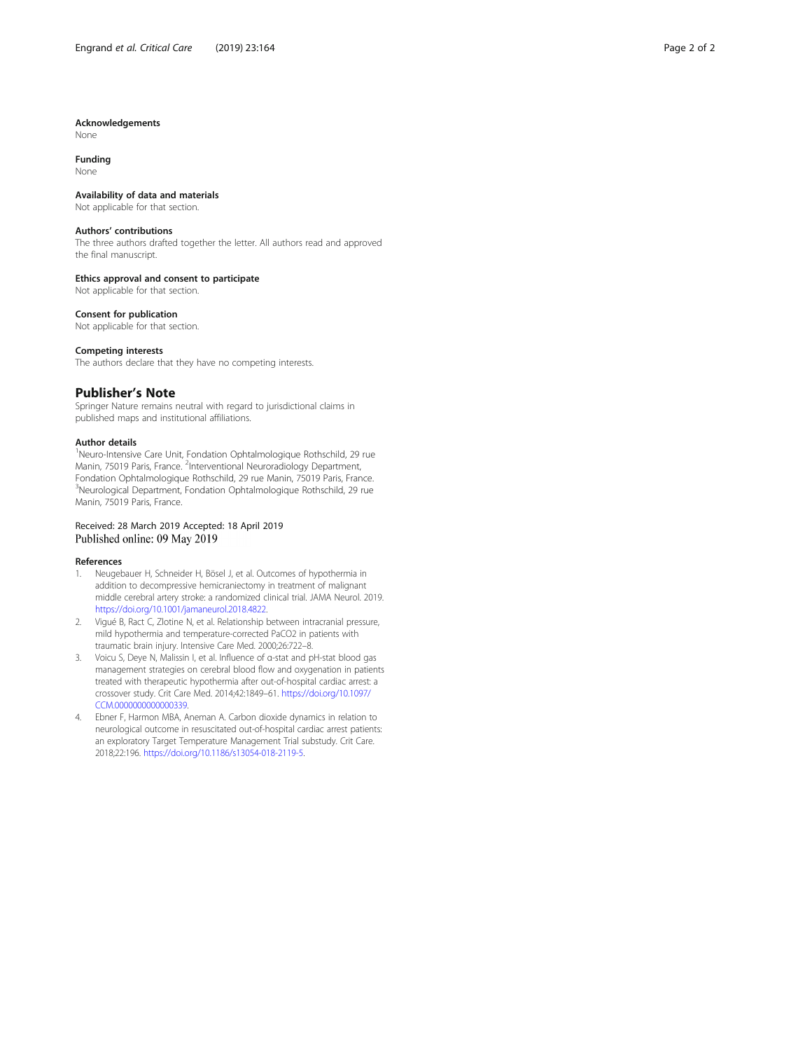### Acknowledgements

None

### Funding

None

### Availability of data and materials

Not applicable for that section.

### Authors' contributions

The three authors drafted together the letter. All authors read and approved the final manuscript.

### Ethics approval and consent to participate

Not applicable for that section.

### Consent for publication

Not applicable for that section.

### Competing interests

The authors declare that they have no competing interests.

## Publisher's Note

Springer Nature remains neutral with regard to jurisdictional claims in published maps and institutional affiliations.

### Author details

[1]Neuro-Intensive Care Unit, Fondation Ophtalmologique Rothschild, 29 rue Manin, 75019 Paris, France. [2]Interventional Neuroradiology Department, Fondation Ophtalmologique Rothschild, 29 rue Manin, 75019 Paris, France. [3]Neurological Department, Fondation Ophtalmologique Rothschild, 29 rue Manin, 75019 Paris, France.

Received: 28 March 2019 Accepted: 18 April 2019
Published online: 09 May 2019

### References

1. Neugebauer H, Schneider H, Bösel J, et al. Outcomes of hypothermia in addition to decompressive hemicraniectomy in treatment of malignant middle cerebral artery stroke: a randomized clinical trial. JAMA Neurol. 2019. https://doi.org/10.1001/jamaneurol.2018.4822.
2. Vigué B, Ract C, Zlotine N, et al. Relationship between intracranial pressure, mild hypothermia and temperature-corrected PaCO2 in patients with traumatic brain injury. Intensive Care Med. 2000;26:722–8.
3. Voicu S, Deye N, Malissin I, et al. Influence of α-stat and pH-stat blood gas management strategies on cerebral blood flow and oxygenation in patients treated with therapeutic hypothermia after out-of-hospital cardiac arrest: a crossover study. Crit Care Med. 2014;42:1849–61. https://doi.org/10.1097/CCM.0000000000000339.
4. Ebner F, Harmon MBA, Aneman A. Carbon dioxide dynamics in relation to neurological outcome in resuscitated out-of-hospital cardiac arrest patients: an exploratory Target Temperature Management Trial substudy. Crit Care. 2018;22:196. https://doi.org/10.1186/s13054-018-2119-5.